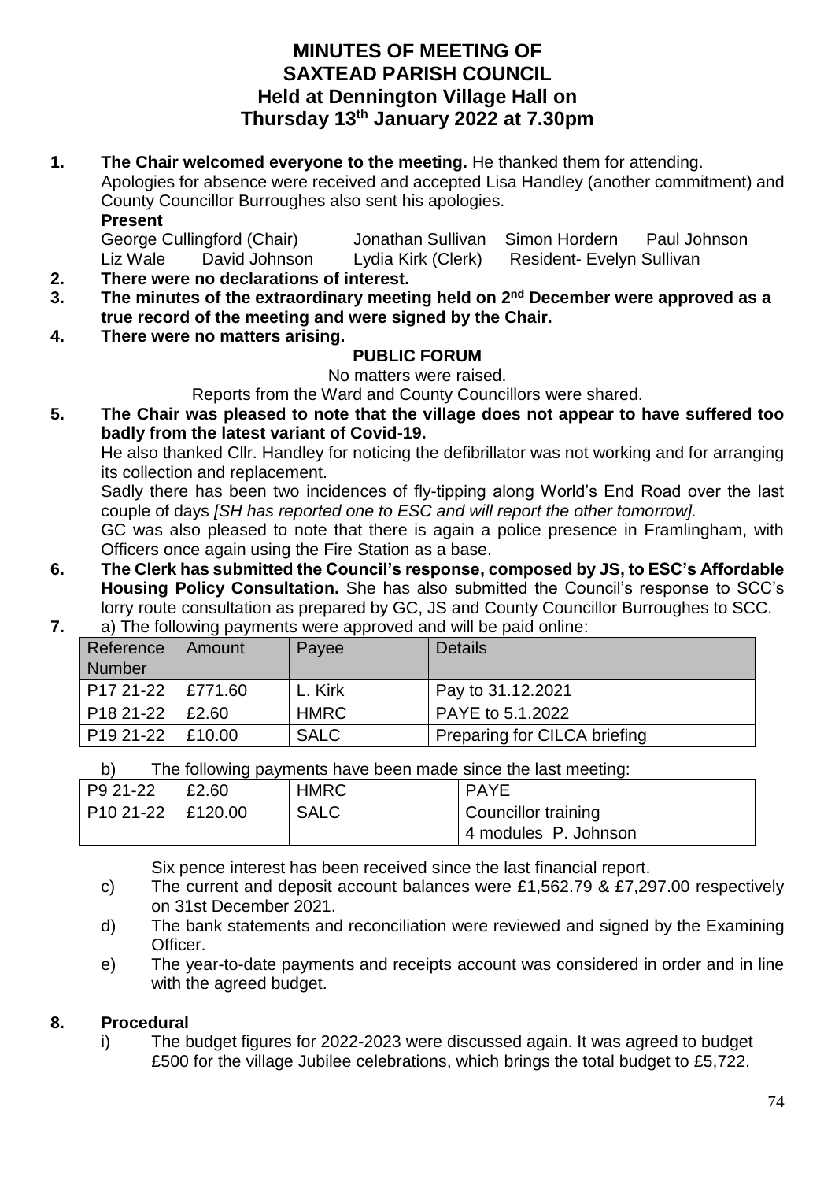# MINUTES OF MEETING OF SAXTEAD PARISH COUNCIL Held at Dennington Village Hall on Thursday 13th January 2022 at 7.30pm

1. **The Chair welcomed everyone to the meeting.** He thanked them for attending.
   Apologies for absence were received and accepted Lisa Handley (another commitment) and County Councillor Burroughes also sent his apologies.
   **Present**
   George Cullingford (Chair) Jonathan Sullivan Simon Hordern Paul Johnson
   Liz Wale David Johnson Lydia Kirk (Clerk) Resident- Evelyn Sullivan
2. **There were no declarations of interest.**
3. **The minutes of the extraordinary meeting held on 2nd December were approved as a true record of the meeting and were signed by the Chair.**
4. **There were no matters arising.**

**PUBLIC FORUM**

No matters were raised.

Reports from the Ward and County Councillors were shared.

5. **The Chair was pleased to note that the village does not appear to have suffered too badly from the latest variant of Covid-19.**
   He also thanked Cllr. Handley for noticing the defibrillator was not working and for arranging its collection and replacement.
   Sadly there has been two incidences of fly-tipping along World's End Road over the last couple of days *[SH has reported one to ESC and will report the other tomorrow].*
   GC was also pleased to note that there is again a police presence in Framlingham, with Officers once again using the Fire Station as a base.
6. **The Clerk has submitted the Council's response, composed by JS, to ESC's Affordable Housing Policy Consultation.** She has also submitted the Council's response to SCC's lorry route consultation as prepared by GC, JS and County Councillor Burroughes to SCC.
7. a) The following payments were approved and will be paid online:

| Reference Number | Amount | Payee | Details |
|---|---|---|---|
| P17 21-22 | £771.60 | L. Kirk | Pay to 31.12.2021 |
| P18 21-22 | £2.60 | HMRC | PAYE to 5.1.2022 |
| P19 21-22 | £10.00 | SALC | Preparing for CILCA briefing |

   b) The following payments have been made since the last meeting:

| | | | |
|---|---|---|---|
| P9 21-22 | £2.60 | HMRC | PAYE |
| P10 21-22 | £120.00 | SALC | Councillor training 4 modules P. Johnson |

   Six pence interest has been received since the last financial report.

   c) The current and deposit account balances were £1,562.79 & £7,297.00 respectively on 31st December 2021.

   d) The bank statements and reconciliation were reviewed and signed by the Examining Officer.

   e) The year-to-date payments and receipts account was considered in order and in line with the agreed budget.

8. **Procedural**

   i) The budget figures for 2022-2023 were discussed again. It was agreed to budget £500 for the village Jubilee celebrations, which brings the total budget to £5,722.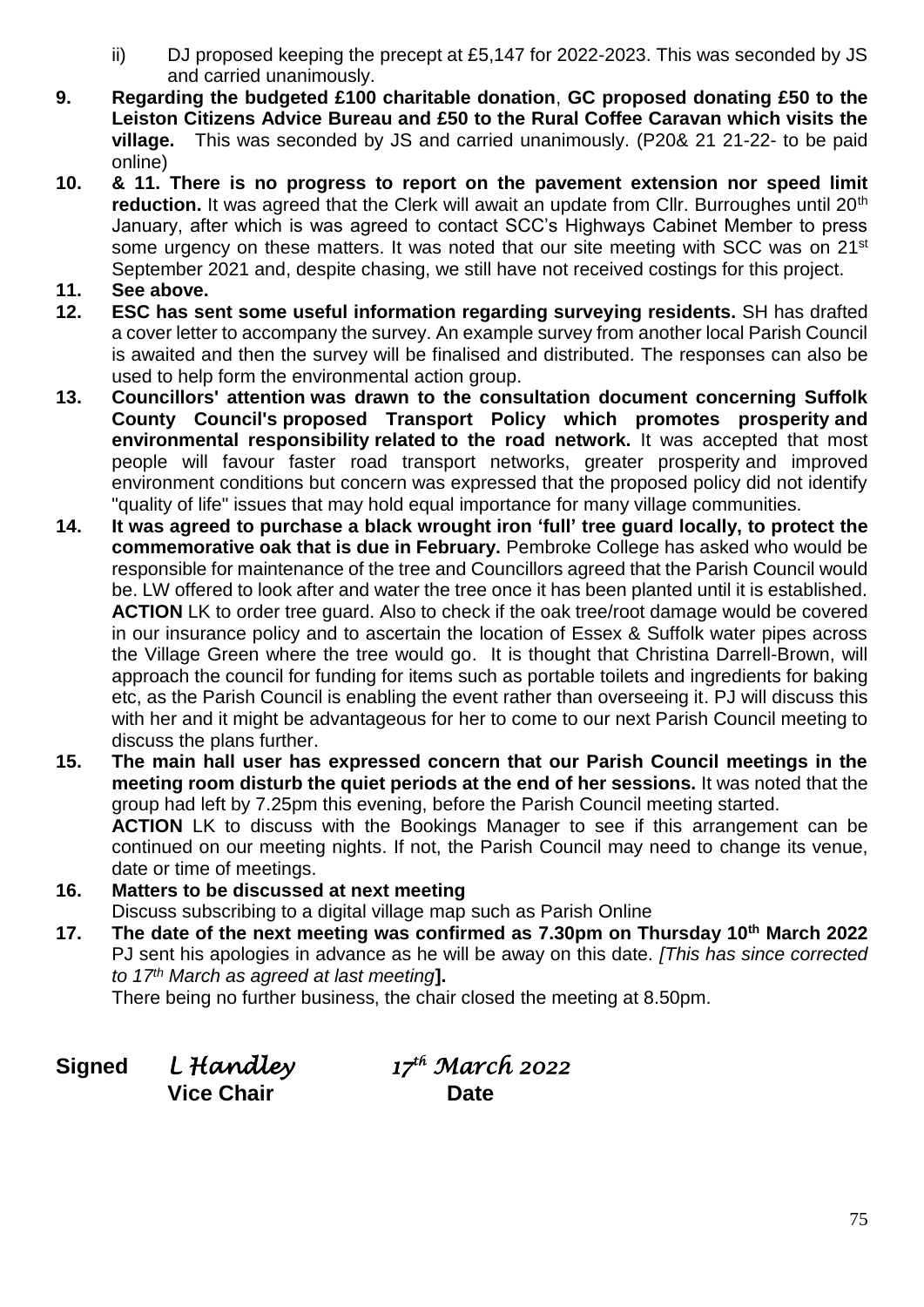ii) DJ proposed keeping the precept at £5,147 for 2022-2023. This was seconded by JS and carried unanimously.

**9. Regarding the budgeted £100 charitable donation**, **GC proposed donating £50 to the Leiston Citizens Advice Bureau and £50 to the Rural Coffee Caravan which visits the village.** This was seconded by JS and carried unanimously. (P20& 21 21-22- to be paid online)

**10. & 11. There is no progress to report on the pavement extension nor speed limit reduction.** It was agreed that the Clerk will await an update from Cllr. Burroughes until 20th January, after which is was agreed to contact SCC's Highways Cabinet Member to press some urgency on these matters. It was noted that our site meeting with SCC was on 21st September 2021 and, despite chasing, we still have not received costings for this project.

**11. See above.**

**12. ESC has sent some useful information regarding surveying residents.** SH has drafted a cover letter to accompany the survey. An example survey from another local Parish Council is awaited and then the survey will be finalised and distributed. The responses can also be used to help form the environmental action group.

**13. Councillors' attention was drawn to the consultation document concerning Suffolk County Council's proposed Transport Policy which promotes prosperity and environmental responsibility related to the road network.** It was accepted that most people will favour faster road transport networks, greater prosperity and improved environment conditions but concern was expressed that the proposed policy did not identify "quality of life" issues that may hold equal importance for many village communities.

**14. It was agreed to purchase a black wrought iron 'full' tree guard locally, to protect the commemorative oak that is due in February.** Pembroke College has asked who would be responsible for maintenance of the tree and Councillors agreed that the Parish Council would be. LW offered to look after and water the tree once it has been planted until it is established. **ACTION** LK to order tree guard. Also to check if the oak tree/root damage would be covered in our insurance policy and to ascertain the location of Essex & Suffolk water pipes across the Village Green where the tree would go. It is thought that Christina Darrell-Brown, will approach the council for funding for items such as portable toilets and ingredients for baking etc, as the Parish Council is enabling the event rather than overseeing it. PJ will discuss this with her and it might be advantageous for her to come to our next Parish Council meeting to discuss the plans further.

**15. The main hall user has expressed concern that our Parish Council meetings in the meeting room disturb the quiet periods at the end of her sessions.** It was noted that the group had left by 7.25pm this evening, before the Parish Council meeting started.
**ACTION** LK to discuss with the Bookings Manager to see if this arrangement can be continued on our meeting nights. If not, the Parish Council may need to change its venue, date or time of meetings.

**16. Matters to be discussed at next meeting**
Discuss subscribing to a digital village map such as Parish Online

**17. The date of the next meeting was confirmed as 7.30pm on Thursday 10th March 2022**
PJ sent his apologies in advance as he will be away on this date. *[This has since corrected to 17th March as agreed at last meeting***].**
There being no further business, the chair closed the meeting at 8.50pm.

**Signed** *L Handley* *17th March 2022*
**Vice Chair** **Date**